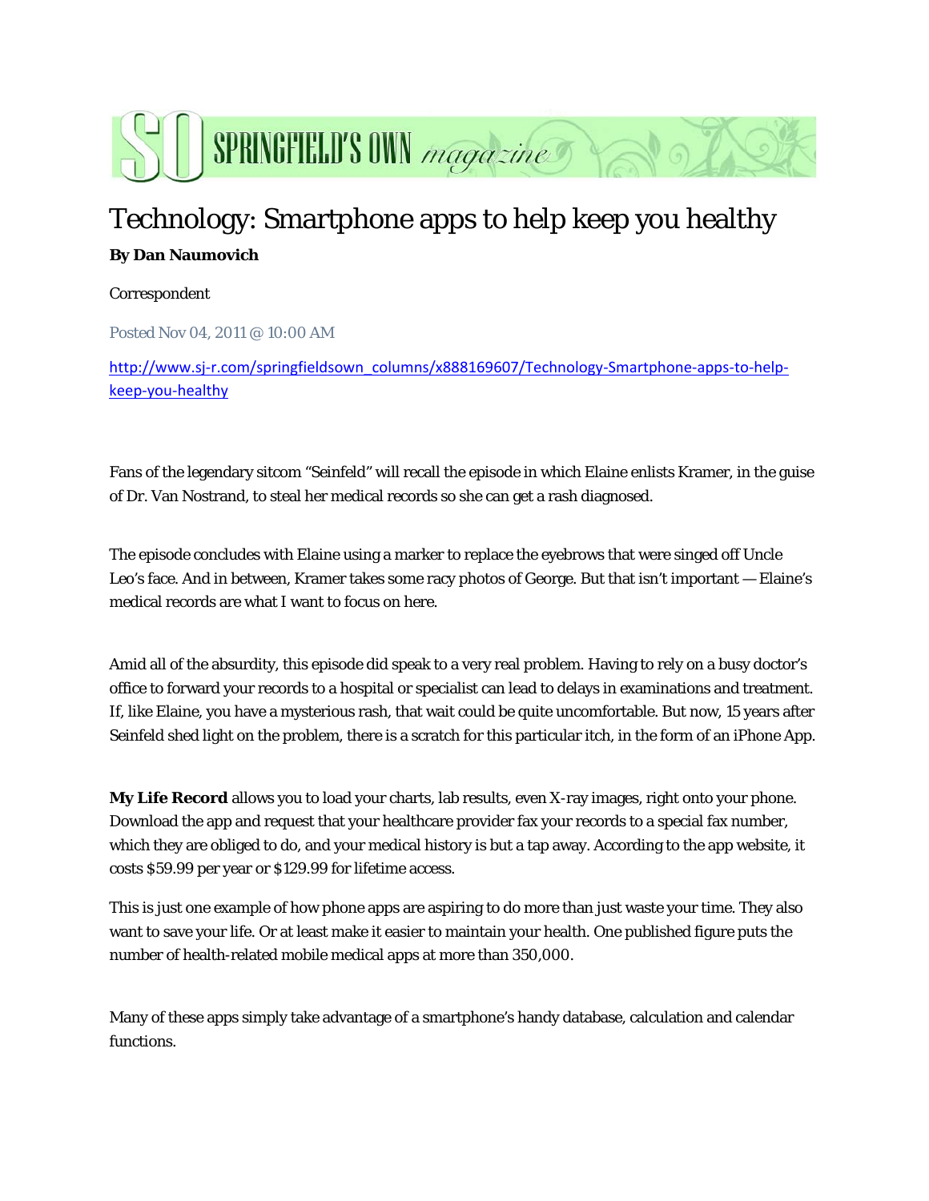SPRINGFIELD'S OWN *magazine*

# Technology: Smartphone apps to help keep you healthy

**By Dan Naumovich**

Correspondent

Posted Nov 04, 2011 @ 10:00 AM

http://www.sj-r.com/springfieldsown_columns/x888169607/Technology-Smartphone-apps-to-help-keep-you-healthy

Fans of the legendary sitcom "Seinfeld" will recall the episode in which Elaine enlists Kramer, in the guise of Dr. Van Nostrand, to steal her medical records so she can get a rash diagnosed.

The episode concludes with Elaine using a marker to replace the eyebrows that were singed off Uncle Leo's face. And in between, Kramer takes some racy photos of George. But that isn't important — Elaine's medical records are what I want to focus on here.

Amid all of the absurdity, this episode did speak to a very real problem. Having to rely on a busy doctor's office to forward your records to a hospital or specialist can lead to delays in examinations and treatment. If, like Elaine, you have a mysterious rash, that wait could be quite uncomfortable. But now, 15 years after Seinfeld shed light on the problem, there is a scratch for this particular itch, in the form of an iPhone App.

**My Life Record** allows you to load your charts, lab results, even X-ray images, right onto your phone. Download the app and request that your healthcare provider fax your records to a special fax number, which they are obliged to do, and your medical history is but a tap away. According to the app website, it costs $59.99 per year or $129.99 for lifetime access.

This is just one example of how phone apps are aspiring to do more than just waste your time. They also want to save your life. Or at least make it easier to maintain your health. One published figure puts the number of health-related mobile medical apps at more than 350,000.

Many of these apps simply take advantage of a smartphone's handy database, calculation and calendar functions.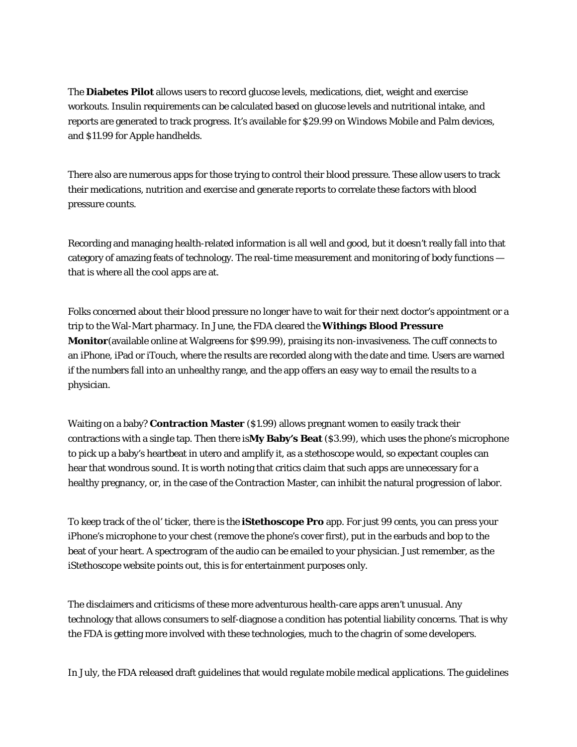The **Diabetes Pilot** allows users to record glucose levels, medications, diet, weight and exercise workouts. Insulin requirements can be calculated based on glucose levels and nutritional intake, and reports are generated to track progress. It's available for $29.99 on Windows Mobile and Palm devices, and $11.99 for Apple handhelds.

There also are numerous apps for those trying to control their blood pressure. These allow users to track their medications, nutrition and exercise and generate reports to correlate these factors with blood pressure counts.

Recording and managing health-related information is all well and good, but it doesn't really fall into that category of amazing feats of technology. The real-time measurement and monitoring of body functions — that is where all the cool apps are at.

Folks concerned about their blood pressure no longer have to wait for their next doctor's appointment or a trip to the Wal-Mart pharmacy. In June, the FDA cleared the **Withings Blood Pressure Monitor**(available online at Walgreens for $99.99), praising its non-invasiveness. The cuff connects to an iPhone, iPad or iTouch, where the results are recorded along with the date and time. Users are warned if the numbers fall into an unhealthy range, and the app offers an easy way to email the results to a physician.

Waiting on a baby? **Contraction Master** ($1.99) allows pregnant women to easily track their contractions with a single tap. Then there is**My Baby's Beat** ($3.99), which uses the phone's microphone to pick up a baby's heartbeat in utero and amplify it, as a stethoscope would, so expectant couples can hear that wondrous sound. It is worth noting that critics claim that such apps are unnecessary for a healthy pregnancy, or, in the case of the Contraction Master, can inhibit the natural progression of labor.

To keep track of the ol' ticker, there is the **iStethoscope Pro** app. For just 99 cents, you can press your iPhone's microphone to your chest (remove the phone's cover first), put in the earbuds and bop to the beat of your heart. A spectrogram of the audio can be emailed to your physician. Just remember, as the iStethoscope website points out, this is for entertainment purposes only.

The disclaimers and criticisms of these more adventurous health-care apps aren't unusual. Any technology that allows consumers to self-diagnose a condition has potential liability concerns. That is why the FDA is getting more involved with these technologies, much to the chagrin of some developers.

In July, the FDA released draft guidelines that would regulate mobile medical applications. The guidelines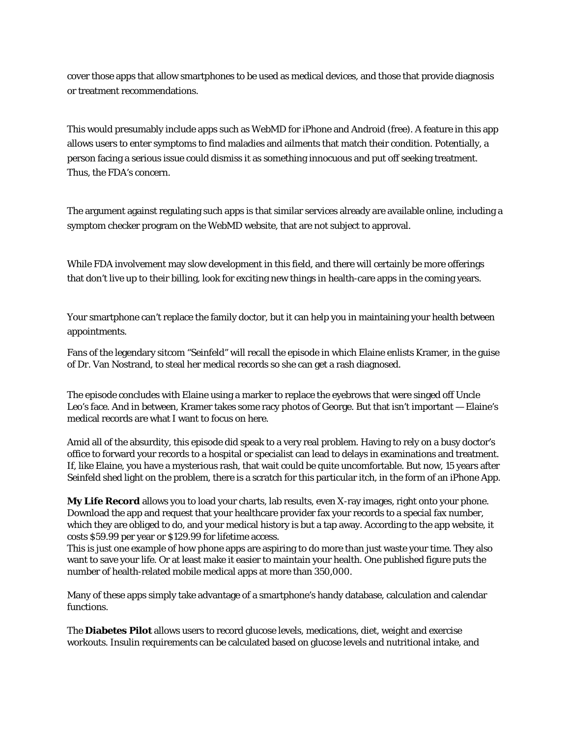cover those apps that allow smartphones to be used as medical devices, and those that provide diagnosis or treatment recommendations.

This would presumably include apps such as WebMD for iPhone and Android (free). A feature in this app allows users to enter symptoms to find maladies and ailments that match their condition. Potentially, a person facing a serious issue could dismiss it as something innocuous and put off seeking treatment. Thus, the FDA's concern.

The argument against regulating such apps is that similar services already are available online, including a symptom checker program on the WebMD website, that are not subject to approval.

While FDA involvement may slow development in this field, and there will certainly be more offerings that don't live up to their billing, look for exciting new things in health-care apps in the coming years.

Your smartphone can't replace the family doctor, but it can help you in maintaining your health between appointments.

Fans of the legendary sitcom "Seinfeld" will recall the episode in which Elaine enlists Kramer, in the guise of Dr. Van Nostrand, to steal her medical records so she can get a rash diagnosed.

The episode concludes with Elaine using a marker to replace the eyebrows that were singed off Uncle Leo's face. And in between, Kramer takes some racy photos of George. But that isn't important — Elaine's medical records are what I want to focus on here.

Amid all of the absurdity, this episode did speak to a very real problem. Having to rely on a busy doctor's office to forward your records to a hospital or specialist can lead to delays in examinations and treatment. If, like Elaine, you have a mysterious rash, that wait could be quite uncomfortable. But now, 15 years after Seinfeld shed light on the problem, there is a scratch for this particular itch, in the form of an iPhone App.

**My Life Record** allows you to load your charts, lab results, even X-ray images, right onto your phone. Download the app and request that your healthcare provider fax your records to a special fax number, which they are obliged to do, and your medical history is but a tap away. According to the app website, it costs $59.99 per year or $129.99 for lifetime access.
This is just one example of how phone apps are aspiring to do more than just waste your time. They also want to save your life. Or at least make it easier to maintain your health. One published figure puts the number of health-related mobile medical apps at more than 350,000.

Many of these apps simply take advantage of a smartphone's handy database, calculation and calendar functions.

The **Diabetes Pilot** allows users to record glucose levels, medications, diet, weight and exercise workouts. Insulin requirements can be calculated based on glucose levels and nutritional intake, and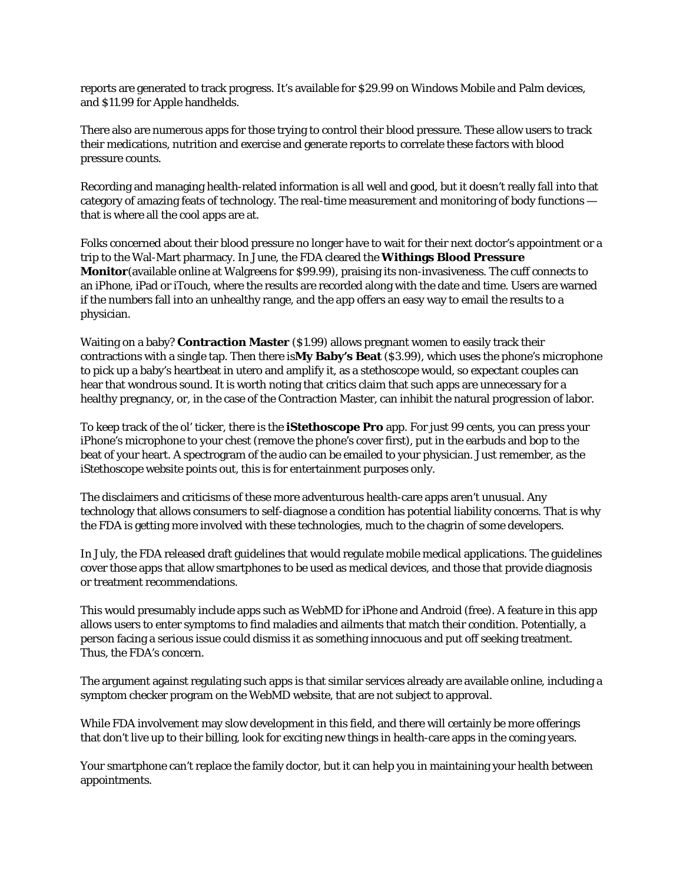reports are generated to track progress. It's available for $29.99 on Windows Mobile and Palm devices, and $11.99 for Apple handhelds.

There also are numerous apps for those trying to control their blood pressure. These allow users to track their medications, nutrition and exercise and generate reports to correlate these factors with blood pressure counts.

Recording and managing health-related information is all well and good, but it doesn't really fall into that category of amazing feats of technology. The real-time measurement and monitoring of body functions — that is where all the cool apps are at.

Folks concerned about their blood pressure no longer have to wait for their next doctor's appointment or a trip to the Wal-Mart pharmacy. In June, the FDA cleared the **Withings Blood Pressure Monitor** (available online at Walgreens for $99.99), praising its non-invasiveness. The cuff connects to an iPhone, iPad or iTouch, where the results are recorded along with the date and time. Users are warned if the numbers fall into an unhealthy range, and the app offers an easy way to email the results to a physician.

Waiting on a baby? **Contraction Master** ($1.99) allows pregnant women to easily track their contractions with a single tap. Then there is **My Baby's Beat** ($3.99), which uses the phone's microphone to pick up a baby's heartbeat in utero and amplify it, as a stethoscope would, so expectant couples can hear that wondrous sound. It is worth noting that critics claim that such apps are unnecessary for a healthy pregnancy, or, in the case of the Contraction Master, can inhibit the natural progression of labor.

To keep track of the ol' ticker, there is the **iStethoscope Pro** app. For just 99 cents, you can press your iPhone's microphone to your chest (remove the phone's cover first), put in the earbuds and bop to the beat of your heart. A spectrogram of the audio can be emailed to your physician. Just remember, as the iStethoscope website points out, this is for entertainment purposes only.

The disclaimers and criticisms of these more adventurous health-care apps aren't unusual. Any technology that allows consumers to self-diagnose a condition has potential liability concerns. That is why the FDA is getting more involved with these technologies, much to the chagrin of some developers.

In July, the FDA released draft guidelines that would regulate mobile medical applications. The guidelines cover those apps that allow smartphones to be used as medical devices, and those that provide diagnosis or treatment recommendations.

This would presumably include apps such as WebMD for iPhone and Android (free). A feature in this app allows users to enter symptoms to find maladies and ailments that match their condition. Potentially, a person facing a serious issue could dismiss it as something innocuous and put off seeking treatment. Thus, the FDA's concern.

The argument against regulating such apps is that similar services already are available online, including a symptom checker program on the WebMD website, that are not subject to approval.

While FDA involvement may slow development in this field, and there will certainly be more offerings that don't live up to their billing, look for exciting new things in health-care apps in the coming years.

Your smartphone can't replace the family doctor, but it can help you in maintaining your health between appointments.